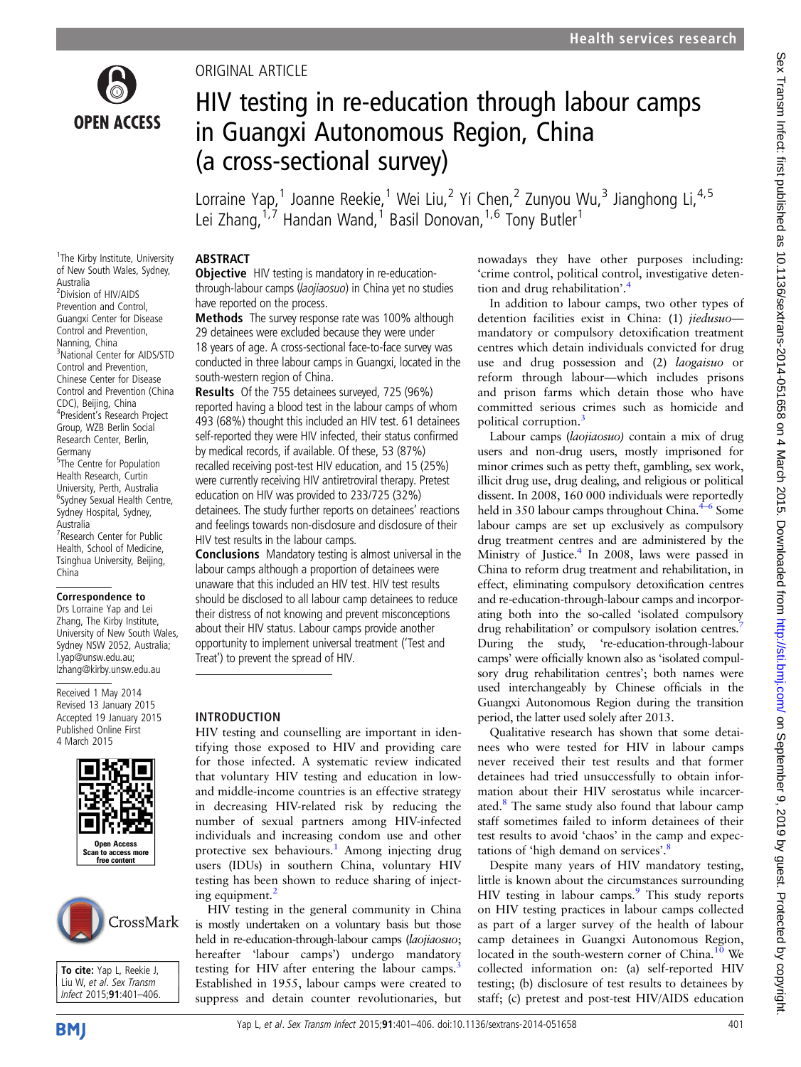ORIGINAL ARTICLE

# HIV testing in re-education through labour camps in Guangxi Autonomous Region, China (a cross-sectional survey)

Lorraine Yap,[1] Joanne Reekie,[1] Wei Liu,[2] Yi Chen,[2] Zunyou Wu,[3] Jianghong Li,[4,5] Lei Zhang,[1,7] Handan Wand,[1] Basil Donovan,[1,6] Tony Butler[1]

[1]The Kirby Institute, University of New South Wales, Sydney, Australia
[2]Division of HIV/AIDS Prevention and Control, Guangxi Center for Disease Control and Prevention, Nanning, China
[3]National Center for AIDS/STD Control and Prevention, Chinese Center for Disease Control and Prevention (China CDC), Beijing, China
[4]President's Research Project Group, WZB Berlin Social Research Center, Berlin, Germany
[5]The Centre for Population Health Research, Curtin University, Perth, Australia
[6]Sydney Sexual Health Centre, Sydney Hospital, Sydney, Australia
[7]Research Center for Public Health, School of Medicine, Tsinghua University, Beijing, China

**Correspondence to**
Drs Lorraine Yap and Lei Zhang, The Kirby Institute, University of New South Wales, Sydney NSW 2052, Australia; l.yap@unsw.edu.au; lzhang@kirby.unsw.edu.au

Received 1 May 2014
Revised 13 January 2015
Accepted 19 January 2015
Published Online First 4 March 2015

**To cite:** Yap L, Reekie J, Liu W, *et al*. *Sex Transm Infect* 2015;**91**:401–406.

## ABSTRACT

**Objective** HIV testing is mandatory in re-education-through-labour camps (*laojiaosuo*) in China yet no studies have reported on the process.

**Methods** The survey response rate was 100% although 29 detainees were excluded because they were under 18 years of age. A cross-sectional face-to-face survey was conducted in three labour camps in Guangxi, located in the south-western region of China.

**Results** Of the 755 detainees surveyed, 725 (96%) reported having a blood test in the labour camps of whom 493 (68%) thought this included an HIV test. 61 detainees self-reported they were HIV infected, their status confirmed by medical records, if available. Of these, 53 (87%) recalled receiving post-test HIV education, and 15 (25%) were currently receiving HIV antiretroviral therapy. Pretest education on HIV was provided to 233/725 (32%) detainees. The study further reports on detainees' reactions and feelings towards non-disclosure and disclosure of their HIV test results in the labour camps.

**Conclusions** Mandatory testing is almost universal in the labour camps although a proportion of detainees were unaware that this included an HIV test. HIV test results should be disclosed to all labour camp detainees to reduce their distress of not knowing and prevent misconceptions about their HIV status. Labour camps provide another opportunity to implement universal treatment ('Test and Treat') to prevent the spread of HIV.

## INTRODUCTION

HIV testing and counselling are important in identifying those exposed to HIV and providing care for those infected. A systematic review indicated that voluntary HIV testing and education in low- and middle-income countries is an effective strategy in decreasing HIV-related risk by reducing the number of sexual partners among HIV-infected individuals and increasing condom use and other protective sex behaviours.[1] Among injecting drug users (IDUs) in southern China, voluntary HIV testing has been shown to reduce sharing of injecting equipment.[2]

HIV testing in the general community in China is mostly undertaken on a voluntary basis but those held in re-education-through-labour camps (*laojiaosuo*; hereafter 'labour camps') undergo mandatory testing for HIV after entering the labour camps.[3] Established in 1955, labour camps were created to suppress and detain counter revolutionaries, but nowadays they have other purposes including: 'crime control, political control, investigative detention and drug rehabilitation'.[4]

In addition to labour camps, two other types of detention facilities exist in China: (1) *jiedusuo*—mandatory or compulsory detoxification treatment centres which detain individuals convicted for drug use and drug possession and (2) *laogaisuo* or reform through labour—which includes prisons and prison farms which detain those who have committed serious crimes such as homicide and political corruption.[3]

Labour camps (*laojiaosuo)* contain a mix of drug users and non-drug users, mostly imprisoned for minor crimes such as petty theft, gambling, sex work, illicit drug use, drug dealing, and religious or political dissent. In 2008, 160 000 individuals were reportedly held in 350 labour camps throughout China.[4–6] Some labour camps are set up exclusively as compulsory drug treatment centres and are administered by the Ministry of Justice.[4] In 2008, laws were passed in China to reform drug treatment and rehabilitation, in effect, eliminating compulsory detoxification centres and re-education-through-labour camps and incorporating both into the so-called 'isolated compulsory drug rehabilitation' or compulsory isolation centres.[7] During the study, 're-education-through-labour camps' were officially known also as 'isolated compulsory drug rehabilitation centres'; both names were used interchangeably by Chinese officials in the Guangxi Autonomous Region during the transition period, the latter used solely after 2013.

Qualitative research has shown that some detainees who were tested for HIV in labour camps never received their test results and that former detainees had tried unsuccessfully to obtain information about their HIV serostatus while incarcerated.[8] The same study also found that labour camp staff sometimes failed to inform detainees of their test results to avoid 'chaos' in the camp and expectations of 'high demand on services'.[8]

Despite many years of HIV mandatory testing, little is known about the circumstances surrounding HIV testing in labour camps.[9] This study reports on HIV testing practices in labour camps collected as part of a larger survey of the health of labour camp detainees in Guangxi Autonomous Region, located in the south-western corner of China.[10] We collected information on: (a) self-reported HIV testing; (b) disclosure of test results to detainees by staff; (c) pretest and post-test HIV/AIDS education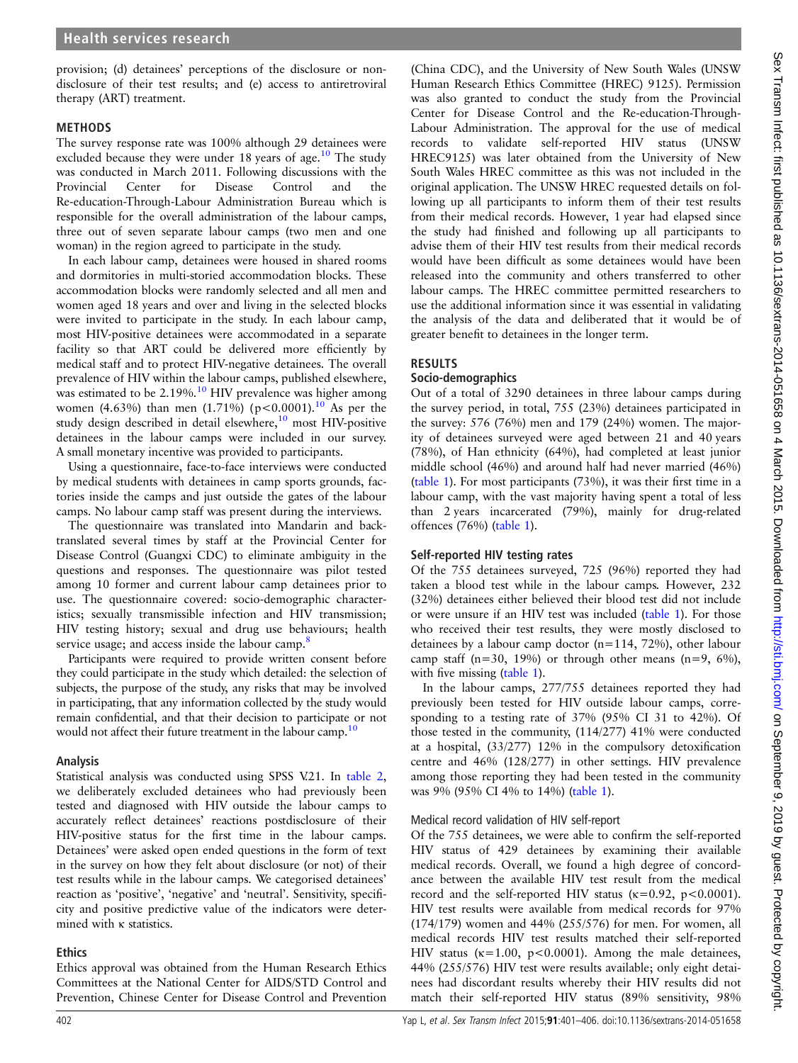provision; (d) detainees' perceptions of the disclosure or non-disclosure of their test results; and (e) access to antiretroviral therapy (ART) treatment.

## METHODS

The survey response rate was 100% although 29 detainees were excluded because they were under 18 years of age.[10] The study was conducted in March 2011. Following discussions with the Provincial Center for Disease Control and the Re-education-Through-Labour Administration Bureau which is responsible for the overall administration of the labour camps, three out of seven separate labour camps (two men and one woman) in the region agreed to participate in the study.

In each labour camp, detainees were housed in shared rooms and dormitories in multi-storied accommodation blocks. These accommodation blocks were randomly selected and all men and women aged 18 years and over and living in the selected blocks were invited to participate in the study. In each labour camp, most HIV-positive detainees were accommodated in a separate facility so that ART could be delivered more efficiently by medical staff and to protect HIV-negative detainees. The overall prevalence of HIV within the labour camps, published elsewhere, was estimated to be 2.19%.[10] HIV prevalence was higher among women (4.63%) than men (1.71%) ($p<0.0001$).[10] As per the study design described in detail elsewhere,[10] most HIV-positive detainees in the labour camps were included in our survey. A small monetary incentive was provided to participants.

Using a questionnaire, face-to-face interviews were conducted by medical students with detainees in camp sports grounds, factories inside the camps and just outside the gates of the labour camps. No labour camp staff was present during the interviews.

The questionnaire was translated into Mandarin and back-translated several times by staff at the Provincial Center for Disease Control (Guangxi CDC) to eliminate ambiguity in the questions and responses. The questionnaire was pilot tested among 10 former and current labour camp detainees prior to use. The questionnaire covered: socio-demographic characteristics; sexually transmissible infection and HIV transmission; HIV testing history; sexual and drug use behaviours; health service usage; and access inside the labour camp.[8]

Participants were required to provide written consent before they could participate in the study which detailed: the selection of subjects, the purpose of the study, any risks that may be involved in participating, that any information collected by the study would remain confidential, and that their decision to participate or not would not affect their future treatment in the labour camp.[10]

### Analysis

Statistical analysis was conducted using SPSS V.21. In table 2, we deliberately excluded detainees who had previously been tested and diagnosed with HIV outside the labour camps to accurately reflect detainees' reactions postdisclosure of their HIV-positive status for the first time in the labour camps. Detainees' were asked open ended questions in the form of text in the survey on how they felt about disclosure (or not) of their test results while in the labour camps. We categorised detainees' reaction as 'positive', 'negative' and 'neutral'. Sensitivity, specificity and positive predictive value of the indicators were determined with κ statistics.

### Ethics

Ethics approval was obtained from the Human Research Ethics Committees at the National Center for AIDS/STD Control and Prevention, Chinese Center for Disease Control and Prevention (China CDC), and the University of New South Wales (UNSW Human Research Ethics Committee (HREC) 9125). Permission was also granted to conduct the study from the Provincial Center for Disease Control and the Re-education-Through-Labour Administration. The approval for the use of medical records to validate self-reported HIV status (UNSW HREC9125) was later obtained from the University of New South Wales HREC committee as this was not included in the original application. The UNSW HREC requested details on following up all participants to inform them of their test results from their medical records. However, 1 year had elapsed since the study had finished and following up all participants to advise them of their HIV test results from their medical records would have been difficult as some detainees would have been released into the community and others transferred to other labour camps. The HREC committee permitted researchers to use the additional information since it was essential in validating the analysis of the data and deliberated that it would be of greater benefit to detainees in the longer term.

## RESULTS

### Socio-demographics

Out of a total of 3290 detainees in three labour camps during the survey period, in total, 755 (23%) detainees participated in the survey: 576 (76%) men and 179 (24%) women. The majority of detainees surveyed were aged between 21 and 40 years (78%), of Han ethnicity (64%), had completed at least junior middle school (46%) and around half had never married (46%) (table 1). For most participants (73%), it was their first time in a labour camp, with the vast majority having spent a total of less than 2 years incarcerated (79%), mainly for drug-related offences (76%) (table 1).

### Self-reported HIV testing rates

Of the 755 detainees surveyed, 725 (96%) reported they had taken a blood test while in the labour camps. However, 232 (32%) detainees either believed their blood test did not include or were unsure if an HIV test was included (table 1). For those who received their test results, they were mostly disclosed to detainees by a labour camp doctor (n=114, 72%), other labour camp staff (n=30, 19%) or through other means (n=9, 6%), with five missing (table 1).

In the labour camps, 277/755 detainees reported they had previously been tested for HIV outside labour camps, corresponding to a testing rate of 37% (95% CI 31 to 42%). Of those tested in the community, (114/277) 41% were conducted at a hospital, (33/277) 12% in the compulsory detoxification centre and 46% (128/277) in other settings. HIV prevalence among those reporting they had been tested in the community was 9% (95% CI 4% to 14%) (table 1).

#### Medical record validation of HIV self-report

Of the 755 detainees, we were able to confirm the self-reported HIV status of 429 detainees by examining their available medical records. Overall, we found a high degree of concordance between the available HIV test result from the medical record and the self-reported HIV status ($\kappa=0.92$, $p<0.0001$). HIV test results were available from medical records for 97% (174/179) women and 44% (255/576) for men. For women, all medical records HIV test results matched their self-reported HIV status ($\kappa=1.00$, $p<0.0001$). Among the male detainees, 44% (255/576) HIV test were results available; only eight detainees had discordant results whereby their HIV results did not match their self-reported HIV status (89% sensitivity, 98%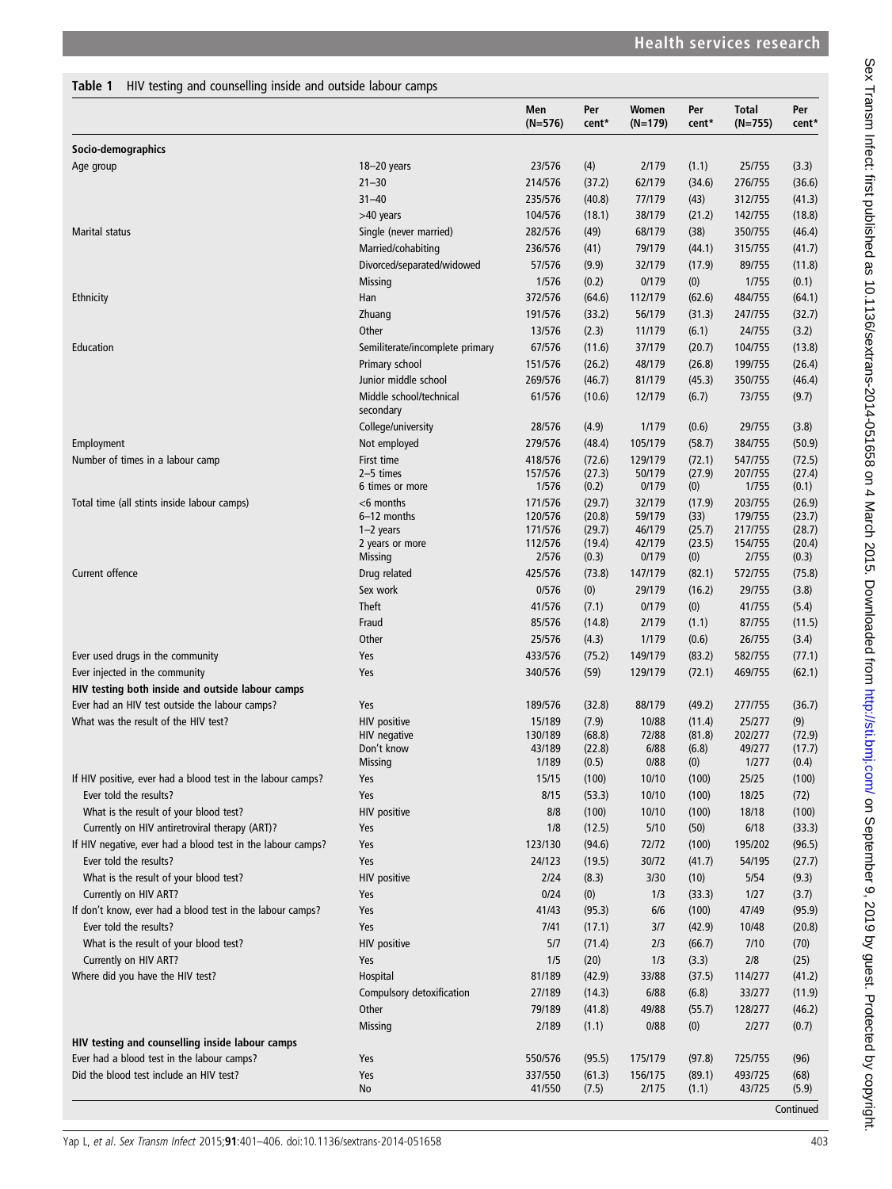**Table 1** HIV testing and counselling inside and outside labour camps

| | | Men (N=576) | Per cent* | Women (N=179) | Per cent* | Total (N=755) | Per cent* |
|---|---|---|---|---|---|---|---|
| **Socio-demographics** | | | | | | | |
| Age group | 18–20 years | 23/576 | (4) | 2/179 | (1.1) | 25/755 | (3.3) |
| | 21–30 | 214/576 | (37.2) | 62/179 | (34.6) | 276/755 | (36.6) |
| | 31–40 | 235/576 | (40.8) | 77/179 | (43) | 312/755 | (41.3) |
| | >40 years | 104/576 | (18.1) | 38/179 | (21.2) | 142/755 | (18.8) |
| Marital status | Single (never married) | 282/576 | (49) | 68/179 | (38) | 350/755 | (46.4) |
| | Married/cohabiting | 236/576 | (41) | 79/179 | (44.1) | 315/755 | (41.7) |
| | Divorced/separated/widowed | 57/576 | (9.9) | 32/179 | (17.9) | 89/755 | (11.8) |
| | Missing | 1/576 | (0.2) | 0/179 | (0) | 1/755 | (0.1) |
| Ethnicity | Han | 372/576 | (64.6) | 112/179 | (62.6) | 484/755 | (64.1) |
| | Zhuang | 191/576 | (33.2) | 56/179 | (31.3) | 247/755 | (32.7) |
| | Other | 13/576 | (2.3) | 11/179 | (6.1) | 24/755 | (3.2) |
| Education | Semiliterate/incomplete primary | 67/576 | (11.6) | 37/179 | (20.7) | 104/755 | (13.8) |
| | Primary school | 151/576 | (26.2) | 48/179 | (26.8) | 199/755 | (26.4) |
| | Junior middle school | 269/576 | (46.7) | 81/179 | (45.3) | 350/755 | (46.4) |
| | Middle school/technical secondary | 61/576 | (10.6) | 12/179 | (6.7) | 73/755 | (9.7) |
| | College/university | 28/576 | (4.9) | 1/179 | (0.6) | 29/755 | (3.8) |
| Employment | Not employed | 279/576 | (48.4) | 105/179 | (58.7) | 384/755 | (50.9) |
| Number of times in a labour camp | First time | 418/576 | (72.6) | 129/179 | (72.1) | 547/755 | (72.5) |
| | 2–5 times | 157/576 | (27.3) | 50/179 | (27.9) | 207/755 | (27.4) |
| | 6 times or more | 1/576 | (0.2) | 0/179 | (0) | 1/755 | (0.1) |
| Total time (all stints inside labour camps) | <6 months | 171/576 | (29.7) | 32/179 | (17.9) | 203/755 | (26.9) |
| | 6–12 months | 120/576 | (20.8) | 59/179 | (33) | 179/755 | (23.7) |
| | 1–2 years | 171/576 | (29.7) | 46/179 | (25.7) | 217/755 | (28.7) |
| | 2 years or more | 112/576 | (19.4) | 42/179 | (23.5) | 154/755 | (20.4) |
| | Missing | 2/576 | (0.3) | 0/179 | (0) | 2/755 | (0.3) |
| Current offence | Drug related | 425/576 | (73.8) | 147/179 | (82.1) | 572/755 | (75.8) |
| | Sex work | 0/576 | (0) | 29/179 | (16.2) | 29/755 | (3.8) |
| | Theft | 41/576 | (7.1) | 0/179 | (0) | 41/755 | (5.4) |
| | Fraud | 85/576 | (14.8) | 2/179 | (1.1) | 87/755 | (11.5) |
| | Other | 25/576 | (4.3) | 1/179 | (0.6) | 26/755 | (3.4) |
| Ever used drugs in the community | Yes | 433/576 | (75.2) | 149/179 | (83.2) | 582/755 | (77.1) |
| Ever injected in the community | Yes | 340/576 | (59) | 129/179 | (72.1) | 469/755 | (62.1) |
| **HIV testing both inside and outside labour camps** | | | | | | | |
| Ever had an HIV test outside the labour camps? | Yes | 189/576 | (32.8) | 88/179 | (49.2) | 277/755 | (36.7) |
| What was the result of the HIV test? | HIV positive | 15/189 | (7.9) | 10/88 | (11.4) | 25/277 | (9) |
| | HIV negative | 130/189 | (68.8) | 72/88 | (81.8) | 202/277 | (72.9) |
| | Don't know | 43/189 | (22.8) | 6/88 | (6.8) | 49/277 | (17.7) |
| | Missing | 1/189 | (0.5) | 0/88 | (0) | 1/277 | (0.4) |
| If HIV positive, ever had a blood test in the labour camps? | Yes | 15/15 | (100) | 10/10 | (100) | 25/25 | (100) |
| Ever told the results? | Yes | 8/15 | (53.3) | 10/10 | (100) | 18/25 | (72) |
| What is the result of your blood test? | HIV positive | 8/8 | (100) | 10/10 | (100) | 18/18 | (100) |
| Currently on HIV antiretroviral therapy (ART)? | Yes | 1/8 | (12.5) | 5/10 | (50) | 6/18 | (33.3) |
| If HIV negative, ever had a blood test in the labour camps? | Yes | 123/130 | (94.6) | 72/72 | (100) | 195/202 | (96.5) |
| Ever told the results? | Yes | 24/123 | (19.5) | 30/72 | (41.7) | 54/195 | (27.7) |
| What is the result of your blood test? | HIV positive | 2/24 | (8.3) | 3/30 | (10) | 5/54 | (9.3) |
| Currently on HIV ART? | Yes | 0/24 | (0) | 1/3 | (33.3) | 1/27 | (3.7) |
| If don't know, ever had a blood test in the labour camps? | Yes | 41/43 | (95.3) | 6/6 | (100) | 47/49 | (95.9) |
| Ever told the results? | Yes | 7/41 | (17.1) | 3/7 | (42.9) | 10/48 | (20.8) |
| What is the result of your blood test? | HIV positive | 5/7 | (71.4) | 2/3 | (66.7) | 7/10 | (70) |
| Currently on HIV ART? | Yes | 1/5 | (20) | 1/3 | (3.3) | 2/8 | (25) |
| Where did you have the HIV test? | Hospital | 81/189 | (42.9) | 33/88 | (37.5) | 114/277 | (41.2) |
| | Compulsory detoxification | 27/189 | (14.3) | 6/88 | (6.8) | 33/277 | (11.9) |
| | Other | 79/189 | (41.8) | 49/88 | (55.7) | 128/277 | (46.2) |
| | Missing | 2/189 | (1.1) | 0/88 | (0) | 2/277 | (0.7) |
| **HIV testing and counselling inside labour camps** | | | | | | | |
| Ever had a blood test in the labour camps? | Yes | 550/576 | (95.5) | 175/179 | (97.8) | 725/755 | (96) |
| Did the blood test include an HIV test? | Yes | 337/550 | (61.3) | 156/175 | (89.1) | 493/725 | (68) |
| | No | 41/550 | (7.5) | 2/175 | (1.1) | 43/725 | (5.9) |

Continued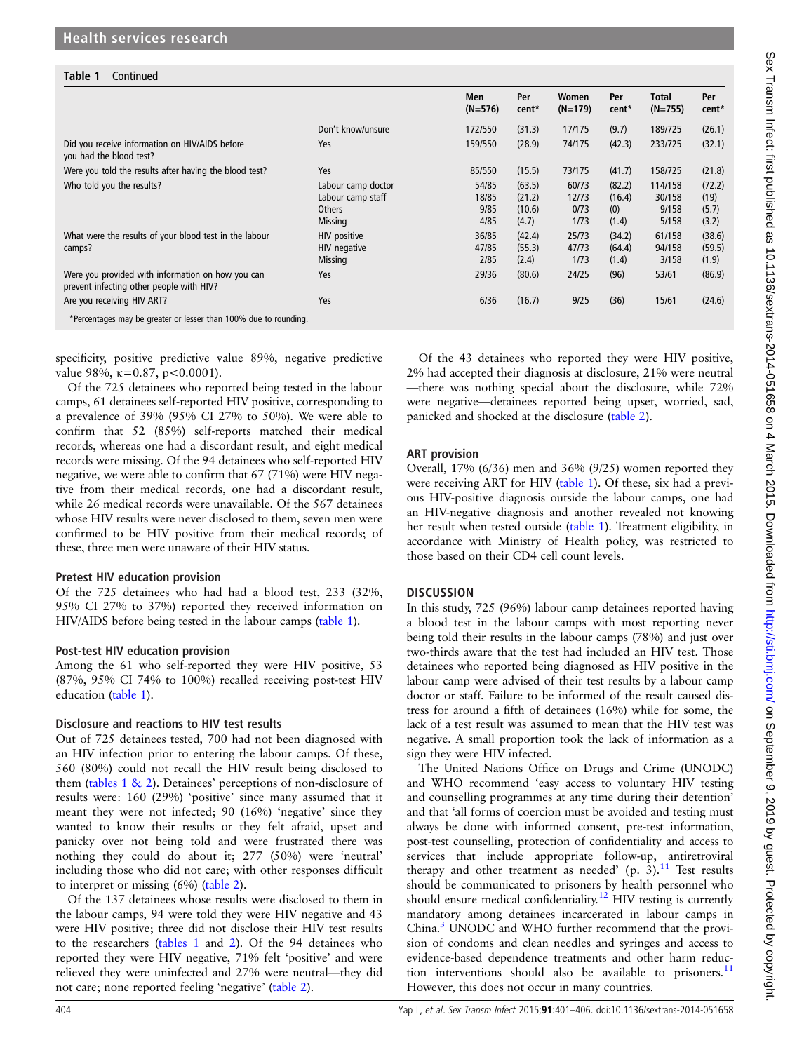**Table 1** Continued

| | | Men (N=576) | Per cent* | Women (N=179) | Per cent* | Total (N=755) | Per cent* |
|---|---|---|---|---|---|---|---|
| | Don't know/unsure | 172/550 | (31.3) | 17/175 | (9.7) | 189/725 | (26.1) |
| Did you receive information on HIV/AIDS before you had the blood test? | Yes | 159/550 | (28.9) | 74/175 | (42.3) | 233/725 | (32.1) |
| Were you told the results after having the blood test? | Yes | 85/550 | (15.5) | 73/175 | (41.7) | 158/725 | (21.8) |
| Who told you the results? | Labour camp doctor | 54/85 | (63.5) | 60/73 | (82.2) | 114/158 | (72.2) |
| | Labour camp staff | 18/85 | (21.2) | 12/73 | (16.4) | 30/158 | (19) |
| | Others | 9/85 | (10.6) | 0/73 | (0) | 9/158 | (5.7) |
| | Missing | 4/85 | (4.7) | 1/73 | (1.4) | 5/158 | (3.2) |
| What were the results of your blood test in the labour camps? | HIV positive | 36/85 | (42.4) | 25/73 | (34.2) | 61/158 | (38.6) |
| | HIV negative | 47/85 | (55.3) | 47/73 | (64.4) | 94/158 | (59.5) |
| | Missing | 2/85 | (2.4) | 1/73 | (1.4) | 3/158 | (1.9) |
| Were you provided with information on how you can prevent infecting other people with HIV? | Yes | 29/36 | (80.6) | 24/25 | (96) | 53/61 | (86.9) |
| Are you receiving HIV ART? | Yes | 6/36 | (16.7) | 9/25 | (36) | 15/61 | (24.6) |

*Percentages may be greater or lesser than 100% due to rounding.

specificity, positive predictive value 89%, negative predictive value 98%, κ=0.87, p<0.0001).

Of the 725 detainees who reported being tested in the labour camps, 61 detainees self-reported HIV positive, corresponding to a prevalence of 39% (95% CI 27% to 50%). We were able to confirm that 52 (85%) self-reports matched their medical records, whereas one had a discordant result, and eight medical records were missing. Of the 94 detainees who self-reported HIV negative, we were able to confirm that 67 (71%) were HIV negative from their medical records, one had a discordant result, while 26 medical records were unavailable. Of the 567 detainees whose HIV results were never disclosed to them, seven men were confirmed to be HIV positive from their medical records; of these, three men were unaware of their HIV status.

### Pretest HIV education provision

Of the 725 detainees who had had a blood test, 233 (32%, 95% CI 27% to 37%) reported they received information on HIV/AIDS before being tested in the labour camps (table 1).

### Post-test HIV education provision

Among the 61 who self-reported they were HIV positive, 53 (87%, 95% CI 74% to 100%) recalled receiving post-test HIV education (table 1).

### Disclosure and reactions to HIV test results

Out of 725 detainees tested, 700 had not been diagnosed with an HIV infection prior to entering the labour camps. Of these, 560 (80%) could not recall the HIV result being disclosed to them (tables 1 & 2). Detainees' perceptions of non-disclosure of results were: 160 (29%) 'positive' since many assumed that it meant they were not infected; 90 (16%) 'negative' since they wanted to know their results or they felt afraid, upset and panicky over not being told and were frustrated there was nothing they could do about it; 277 (50%) were 'neutral' including those who did not care; with other responses difficult to interpret or missing (6%) (table 2).

Of the 137 detainees whose results were disclosed to them in the labour camps, 94 were told they were HIV negative and 43 were HIV positive; three did not disclose their HIV test results to the researchers (tables 1 and 2). Of the 94 detainees who reported they were HIV negative, 71% felt 'positive' and were relieved they were uninfected and 27% were neutral—they did not care; none reported feeling 'negative' (table 2).

Of the 43 detainees who reported they were HIV positive, 2% had accepted their diagnosis at disclosure, 21% were neutral—there was nothing special about the disclosure, while 72% were negative—detainees reported being upset, worried, sad, panicked and shocked at the disclosure (table 2).

### ART provision

Overall, 17% (6/36) men and 36% (9/25) women reported they were receiving ART for HIV (table 1). Of these, six had a previous HIV-positive diagnosis outside the labour camps, one had an HIV-negative diagnosis and another revealed not knowing her result when tested outside (table 1). Treatment eligibility, in accordance with Ministry of Health policy, was restricted to those based on their CD4 cell count levels.

## DISCUSSION

In this study, 725 (96%) labour camp detainees reported having a blood test in the labour camps with most reporting never being told their results in the labour camps (78%) and just over two-thirds aware that the test had included an HIV test. Those detainees who reported being diagnosed as HIV positive in the labour camp were advised of their test results by a labour camp doctor or staff. Failure to be informed of the result caused distress for around a fifth of detainees (16%) while for some, the lack of a test result was assumed to mean that the HIV test was negative. A small proportion took the lack of information as a sign they were HIV infected.

The United Nations Office on Drugs and Crime (UNODC) and WHO recommend 'easy access to voluntary HIV testing and counselling programmes at any time during their detention' and that 'all forms of coercion must be avoided and testing must always be done with informed consent, pre-test information, post-test counselling, protection of confidentiality and access to services that include appropriate follow-up, antiretroviral therapy and other treatment as needed' (p. 3).[11] Test results should be communicated to prisoners by health personnel who should ensure medical confidentiality.[12] HIV testing is currently mandatory among detainees incarcerated in labour camps in China.[3] UNODC and WHO further recommend that the provision of condoms and clean needles and syringes and access to evidence-based dependence treatments and other harm reduction interventions should also be available to prisoners.[11] However, this does not occur in many countries.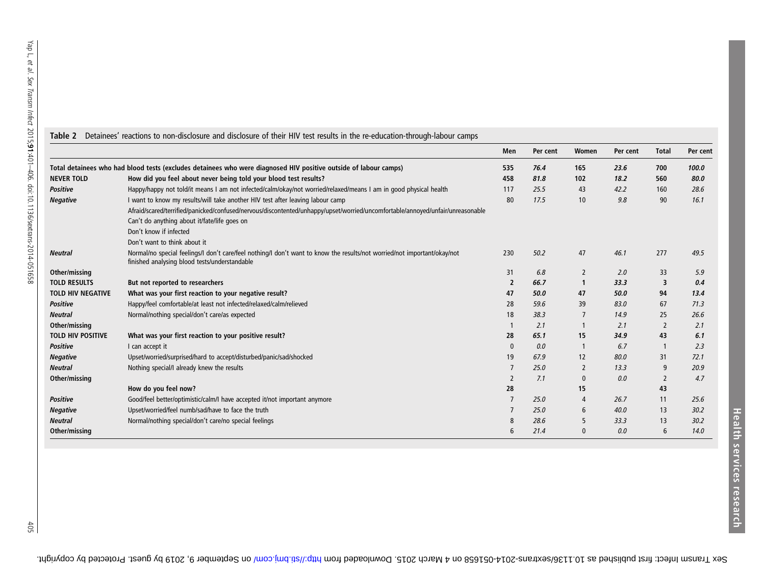**Table 2** Detainees' reactions to non-disclosure and disclosure of their HIV test results in the re-education-through-labour camps

| | | Men | Per cent | Women | Per cent | Total | Per cent |
|---|---|---|---|---|---|---|---|
| **Total detainees who had blood tests (excludes detainees who were diagnosed HIV positive outside of labour camps)** | | **535** | ***76.4*** | **165** | ***23.6*** | **700** | ***100.0*** |
| **NEVER TOLD** | **How did you feel about never being told your blood test results?** | **458** | ***81.8*** | **102** | ***18.2*** | **560** | ***80.0*** |
| ***Positive*** | Happy/happy not told/it means I am not infected/calm/okay/not worried/relaxed/means I am in good physical health | 117 | *25.5* | 43 | *42.2* | 160 | *28.6* |
| ***Negative*** | I want to know my results/will take another HIV test after leaving labour camp<br>Afraid/scared/terrified/panicked/confused/nervous/discontented/unhappy/upset/worried/uncomfortable/annoyed/unfair/unreasonable<br>Can't do anything about it/fate/life goes on<br>Don't know if infected<br>Don't want to think about it | 80 | *17.5* | 10 | *9.8* | 90 | *16.1* |
| ***Neutral*** | Normal/no special feelings/I don't care/feel nothing/I don't want to know the results/not worried/not important/okay/not finished analysing blood tests/understandable | 230 | *50.2* | 47 | *46.1* | 277 | *49.5* |
| **Other/missing** | | 31 | *6.8* | 2 | *2.0* | 33 | *5.9* |
| **TOLD RESULTS** | **But not reported to researchers** | **2** | ***66.7*** | **1** | ***33.3*** | **3** | ***0.4*** |
| **TOLD HIV NEGATIVE** | **What was your first reaction to your negative result?** | **47** | ***50.0*** | **47** | ***50.0*** | **94** | ***13.4*** |
| ***Positive*** | Happy/feel comfortable/at least not infected/relaxed/calm/relieved | 28 | *59.6* | 39 | *83.0* | 67 | *71.3* |
| ***Neutral*** | Normal/nothing special/don't care/as expected | 18 | *38.3* | 7 | *14.9* | 25 | *26.6* |
| **Other/missing** | | 1 | *2.1* | 1 | *2.1* | 2 | *2.1* |
| **TOLD HIV POSITIVE** | **What was your first reaction to your positive result?** | **28** | ***65.1*** | **15** | ***34.9*** | **43** | ***6.1*** |
| ***Positive*** | I can accept it | 0 | *0.0* | 1 | *6.7* | 1 | *2.3* |
| ***Negative*** | Upset/worried/surprised/hard to accept/disturbed/panic/sad/shocked | 19 | *67.9* | 12 | *80.0* | 31 | *72.1* |
| ***Neutral*** | Nothing special/I already knew the results | 7 | *25.0* | 2 | *13.3* | 9 | *20.9* |
| **Other/missing** | | 2 | *7.1* | 0 | *0.0* | 2 | *4.7* |
| | **How do you feel now?** | **28** | | **15** | | **43** | |
| ***Positive*** | Good/feel better/optimistic/calm/I have accepted it/not important anymore | 7 | *25.0* | 4 | *26.7* | 11 | *25.6* |
| ***Negative*** | Upset/worried/feel numb/sad/have to face the truth | 7 | *25.0* | 6 | *40.0* | 13 | *30.2* |
| ***Neutral*** | Normal/nothing special/don't care/no special feelings | 8 | *28.6* | 5 | *33.3* | 13 | *30.2* |
| **Other/missing** | | 6 | *21.4* | 0 | *0.0* | 6 | *14.0* |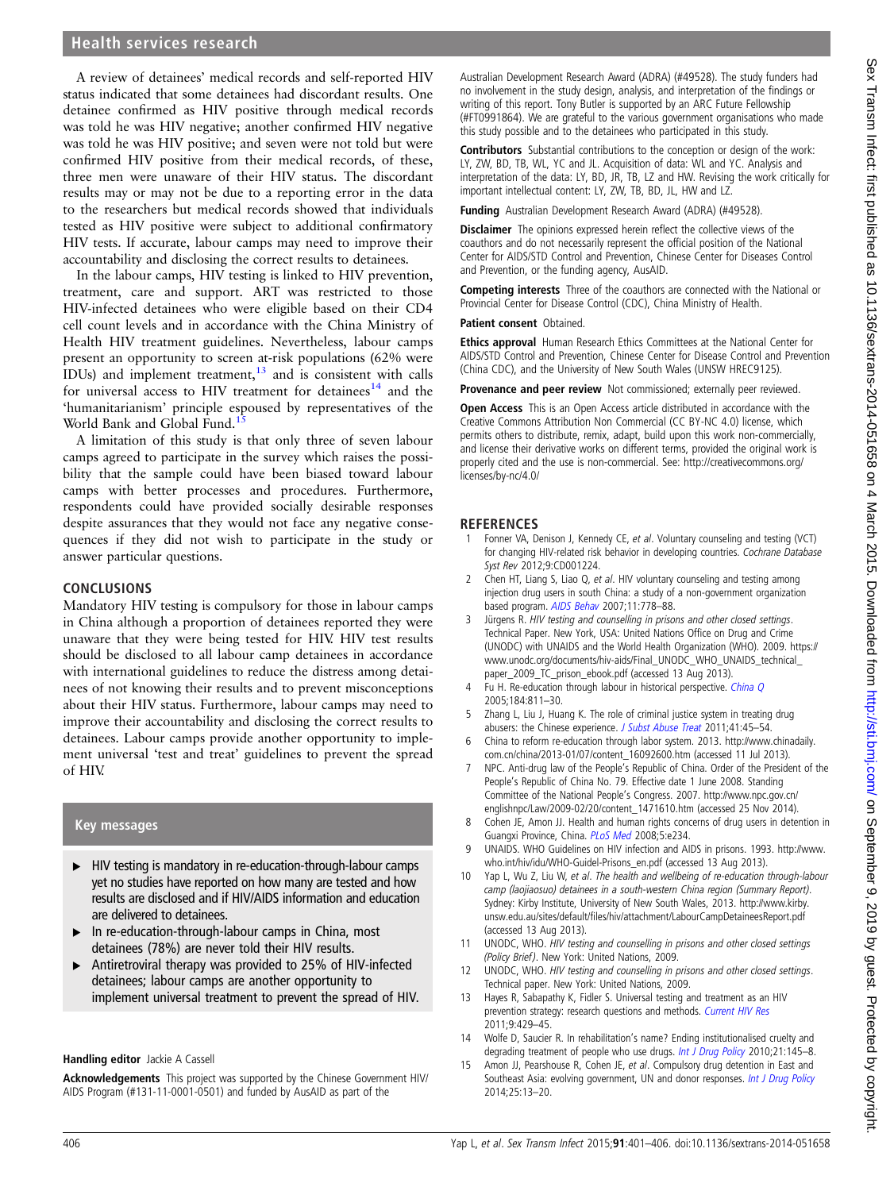A review of detainees' medical records and self-reported HIV status indicated that some detainees had discordant results. One detainee confirmed as HIV positive through medical records was told he was HIV negative; another confirmed HIV negative was told he was HIV positive; and seven were not told but were confirmed HIV positive from their medical records, of these, three men were unaware of their HIV status. The discordant results may or may not be due to a reporting error in the data to the researchers but medical records showed that individuals tested as HIV positive were subject to additional confirmatory HIV tests. If accurate, labour camps may need to improve their accountability and disclosing the correct results to detainees.

In the labour camps, HIV testing is linked to HIV prevention, treatment, care and support. ART was restricted to those HIV-infected detainees who were eligible based on their CD4 cell count levels and in accordance with the China Ministry of Health HIV treatment guidelines. Nevertheless, labour camps present an opportunity to screen at-risk populations (62% were IDUs) and implement treatment,[13] and is consistent with calls for universal access to HIV treatment for detainees[14] and the 'humanitarianism' principle espoused by representatives of the World Bank and Global Fund.[15]

A limitation of this study is that only three of seven labour camps agreed to participate in the survey which raises the possibility that the sample could have been biased toward labour camps with better processes and procedures. Furthermore, respondents could have provided socially desirable responses despite assurances that they would not face any negative consequences if they did not wish to participate in the study or answer particular questions.

## CONCLUSIONS

Mandatory HIV testing is compulsory for those in labour camps in China although a proportion of detainees reported they were unaware that they were being tested for HIV. HIV test results should be disclosed to all labour camp detainees in accordance with international guidelines to reduce the distress among detainees of not knowing their results and to prevent misconceptions about their HIV status. Furthermore, labour camps may need to improve their accountability and disclosing the correct results to detainees. Labour camps provide another opportunity to implement universal 'test and treat' guidelines to prevent the spread of HIV.

### Key messages

- HIV testing is mandatory in re-education-through-labour camps yet no studies have reported on how many are tested and how results are disclosed and if HIV/AIDS information and education are delivered to detainees.
- In re-education-through-labour camps in China, most detainees (78%) are never told their HIV results.
- Antiretroviral therapy was provided to 25% of HIV-infected detainees; labour camps are another opportunity to implement universal treatment to prevent the spread of HIV.

**Handling editor** Jackie A Cassell

**Acknowledgements** This project was supported by the Chinese Government HIV/AIDS Program (#131-11-0001-0501) and funded by AusAID as part of the Australian Development Research Award (ADRA) (#49528). The study funders had no involvement in the study design, analysis, and interpretation of the findings or writing of this report. Tony Butler is supported by an ARC Future Fellowship (#FT0991864). We are grateful to the various government organisations who made this study possible and to the detainees who participated in this study.

**Contributors** Substantial contributions to the conception or design of the work: LY, ZW, BD, TB, WL, YC and LZ. Acquisition of data: WL and YC. Analysis and interpretation of the data: LY, BD, JR, TB, LZ and HW. Revising the work critically for important intellectual content: LY, ZW, TB, BD, JL, HW and LZ.

**Funding** Australian Development Research Award (ADRA) (#49528).

**Disclaimer** The opinions expressed herein reflect the collective views of the coauthors and do not necessarily represent the official position of the National Center for AIDS/STD Control and Prevention, Chinese Center for Diseases Control and Prevention, or the funding agency, AusAID.

**Competing interests** Three of the coauthors are connected with the National or Provincial Center for Disease Control (CDC), China Ministry of Health.

**Patient consent** Obtained.

**Ethics approval** Human Research Ethics Committees at the National Center for AIDS/STD Control and Prevention, Chinese Center for Disease Control and Prevention (China CDC), and the University of New South Wales (UNSW HREC9125).

**Provenance and peer review** Not commissioned; externally peer reviewed.

**Open Access** This is an Open Access article distributed in accordance with the Creative Commons Attribution Non Commercial (CC BY-NC 4.0) license, which permits others to distribute, remix, adapt, build upon this work non-commercially, and license their derivative works on different terms, provided the original work is properly cited and the use is non-commercial. See: http://creativecommons.org/licenses/by-nc/4.0/

## REFERENCES

1. Fonner VA, Denison J, Kennedy CE, *et al*. Voluntary counseling and testing (VCT) for changing HIV-related risk behavior in developing countries. *Cochrane Database Syst Rev* 2012;9:CD001224.
2. Chen HT, Liang S, Liao Q, *et al*. HIV voluntary counseling and testing among injection drug users in south China: a study of a non-government organization based program. *AIDS Behav* 2007;11:778–88.
3. Jürgens R. *HIV testing and counselling in prisons and other closed settings*. Technical Paper. New York, USA: United Nations Office on Drug and Crime (UNODC) with UNAIDS and the World Health Organization (WHO). 2009. https://www.unodc.org/documents/hiv-aids/Final_UNODC_WHO_UNAIDS_technical_paper_2009_TC_prison_ebook.pdf (accessed 13 Aug 2013).
4. Fu H. Re-education through labour in historical perspective. *China Q* 2005;184:811–30.
5. Zhang L, Liu J, Huang K. The role of criminal justice system in treating drug abusers: the Chinese experience. *J Subst Abuse Treat* 2011;41:45–54.
6. China to reform re-education through labor system. 2013. http://www.chinadaily.com.cn/china/2013-01/07/content_16092600.htm (accessed 11 Jul 2013).
7. NPC. Anti-drug law of the People's Republic of China. Order of the President of the People's Republic of China No. 79. Effective date 1 June 2008. Standing Committee of the National People's Congress. 2007. http://www.npc.gov.cn/englishnpc/Law/2009-02/20/content_1471610.htm (accessed 25 Nov 2014).
8. Cohen JE, Amon JJ. Health and human rights concerns of drug users in detention in Guangxi Province, China. *PLoS Med* 2008;5:e234.
9. UNAIDS. WHO Guidelines on HIV infection and AIDS in prisons. 1993. http://www.who.int/hiv/idu/WHO-Guidel-Prisons_en.pdf (accessed 13 Aug 2013).
10. Yap L, Wu Z, Liu W, *et al*. *The health and wellbeing of re-education through-labour camp (laojiaosuo) detainees in a south-western China region (Summary Report)*. Sydney: Kirby Institute, University of New South Wales, 2013. http://www.kirby.unsw.edu.au/sites/default/files/hiv/attachment/LabourCampDetaineesReport.pdf (accessed 13 Aug 2013).
11. UNODC, WHO. *HIV testing and counselling in prisons and other closed settings (Policy Brief)*. New York: United Nations, 2009.
12. UNODC, WHO. *HIV testing and counselling in prisons and other closed settings*. Technical paper. New York: United Nations, 2009.
13. Hayes R, Sabapathy K, Fidler S. Universal testing and treatment as an HIV prevention strategy: research questions and methods. *Current HIV Res* 2011;9:429–45.
14. Wolfe D, Saucier R. In rehabilitation's name? Ending institutionalised cruelty and degrading treatment of people who use drugs. *Int J Drug Policy* 2010;21:145–8.
15. Amon JJ, Pearshouse R, Cohen JE, *et al*. Compulsory drug detention in East and Southeast Asia: evolving government, UN and donor responses. *Int J Drug Policy* 2014;25:13–20.